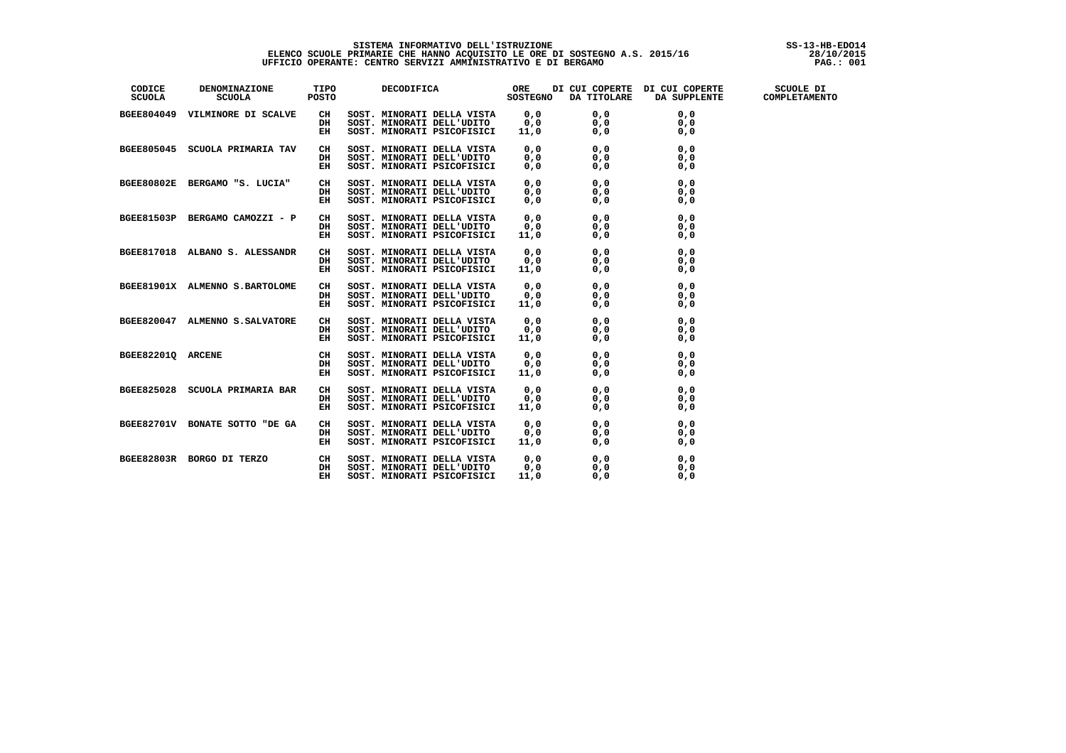# SISTEMA INFORMATIVO DELL'ISTRUZIONE

## ELENCO SCUOLE PRIMARIE CHE HANNO ACQUISITO LE ORE DI SOSTEGNO A.S. 2015/16

### UFFICIO OPERANTE: CENTRO SERVIZI AMMINISTRATIVO E DI BERGAMO

SS-13-HB-EDO14
28/10/2015

| CODICE SCUOLA | DENOMINAZIONE SCUOLA | TIPO POSTO | DECODIFICA | ORE SOSTEGNO | DI CUI COPERTE DA TITOLARE | DI CUI COPERTE DA SUPPLENTE | SCUOLE DI COMPLETAMENTO |
|---|---|---|---|---|---|---|---|
| BGEE804049 | VILMINORE DI SCALVE | CH | SOST. MINORATI DELLA VISTA | 0,0 | 0,0 | 0,0 | |
| | | DH | SOST. MINORATI DELL'UDITO | 0,0 | 0,0 | 0,0 | |
| | | EH | SOST. MINORATI PSICOFISICI | 11,0 | 0,0 | 0,0 | |
| BGEE805045 | SCUOLA PRIMARIA TAV | CH | SOST. MINORATI DELLA VISTA | 0,0 | 0,0 | 0,0 | |
| | | DH | SOST. MINORATI DELL'UDITO | 0,0 | 0,0 | 0,0 | |
| | | EH | SOST. MINORATI PSICOFISICI | 0,0 | 0,0 | 0,0 | |
| BGEE80802E | BERGAMO "S. LUCIA" | CH | SOST. MINORATI DELLA VISTA | 0,0 | 0,0 | 0,0 | |
| | | DH | SOST. MINORATI DELL'UDITO | 0,0 | 0,0 | 0,0 | |
| | | EH | SOST. MINORATI PSICOFISICI | 0,0 | 0,0 | 0,0 | |
| BGEE81503P | BERGAMO CAMOZZI - P | CH | SOST. MINORATI DELLA VISTA | 0,0 | 0,0 | 0,0 | |
| | | DH | SOST. MINORATI DELL'UDITO | 0,0 | 0,0 | 0,0 | |
| | | EH | SOST. MINORATI PSICOFISICI | 11,0 | 0,0 | 0,0 | |
| BGEE817018 | ALBANO S. ALESSANDR | CH | SOST. MINORATI DELLA VISTA | 0,0 | 0,0 | 0,0 | |
| | | DH | SOST. MINORATI DELL'UDITO | 0,0 | 0,0 | 0,0 | |
| | | EH | SOST. MINORATI PSICOFISICI | 11,0 | 0,0 | 0,0 | |
| BGEE81901X | ALMENNO S.BARTOLOME | CH | SOST. MINORATI DELLA VISTA | 0,0 | 0,0 | 0,0 | |
| | | DH | SOST. MINORATI DELL'UDITO | 0,0 | 0,0 | 0,0 | |
| | | EH | SOST. MINORATI PSICOFISICI | 11,0 | 0,0 | 0,0 | |
| BGEE820047 | ALMENNO S.SALVATORE | CH | SOST. MINORATI DELLA VISTA | 0,0 | 0,0 | 0,0 | |
| | | DH | SOST. MINORATI DELL'UDITO | 0,0 | 0,0 | 0,0 | |
| | | EH | SOST. MINORATI PSICOFISICI | 11,0 | 0,0 | 0,0 | |
| BGEE82201Q | ARCENE | CH | SOST. MINORATI DELLA VISTA | 0,0 | 0,0 | 0,0 | |
| | | DH | SOST. MINORATI DELL'UDITO | 0,0 | 0,0 | 0,0 | |
| | | EH | SOST. MINORATI PSICOFISICI | 11,0 | 0,0 | 0,0 | |
| BGEE825028 | SCUOLA PRIMARIA BAR | CH | SOST. MINORATI DELLA VISTA | 0,0 | 0,0 | 0,0 | |
| | | DH | SOST. MINORATI DELL'UDITO | 0,0 | 0,0 | 0,0 | |
| | | EH | SOST. MINORATI PSICOFISICI | 11,0 | 0,0 | 0,0 | |
| BGEE82701V | BONATE SOTTO "DE GA | CH | SOST. MINORATI DELLA VISTA | 0,0 | 0,0 | 0,0 | |
| | | DH | SOST. MINORATI DELL'UDITO | 0,0 | 0,0 | 0,0 | |
| | | EH | SOST. MINORATI PSICOFISICI | 11,0 | 0,0 | 0,0 | |
| BGEE82803R | BORGO DI TERZO | CH | SOST. MINORATI DELLA VISTA | 0,0 | 0,0 | 0,0 | |
| | | DH | SOST. MINORATI DELL'UDITO | 0,0 | 0,0 | 0,0 | |
| | | EH | SOST. MINORATI PSICOFISICI | 11,0 | 0,0 | 0,0 | |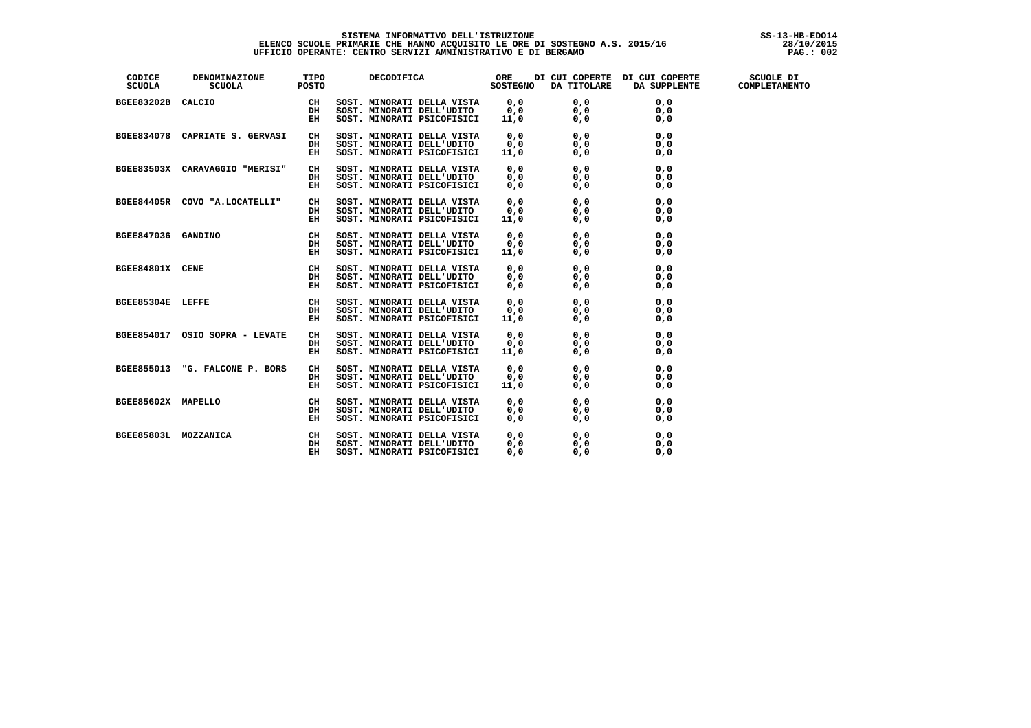# SISTEMA INFORMATIVO DELL'ISTRUZIONE

## ELENCO SCUOLE PRIMARIE CHE HANNO ACQUISITO LE ORE DI SOSTEGNO A.S. 2015/16

### UFFICIO OPERANTE: CENTRO SERVIZI AMMINISTRATIVO E DI BERGAMO

SS-13-HB-EDO14
28/10/2015

| CODICE SCUOLA | DENOMINAZIONE SCUOLA | TIPO POSTO | DECODIFICA | ORE SOSTEGNO | DI CUI COPERTE DA TITOLARE | DI CUI COPERTE DA SUPPLENTE | SCUOLE DI COMPLETAMENTO |
|---|---|---|---|---|---|---|---|
| BGEE83202B | CALCIO | CH | SOST. MINORATI DELLA VISTA | 0,0 | 0,0 | 0,0 | |
| | | DH | SOST. MINORATI DELL'UDITO | 0,0 | 0,0 | 0,0 | |
| | | EH | SOST. MINORATI PSICOFISICI | 11,0 | 0,0 | 0,0 | |
| BGEE834078 | CAPRIATE S. GERVASI | CH | SOST. MINORATI DELLA VISTA | 0,0 | 0,0 | 0,0 | |
| | | DH | SOST. MINORATI DELL'UDITO | 0,0 | 0,0 | 0,0 | |
| | | EH | SOST. MINORATI PSICOFISICI | 11,0 | 0,0 | 0,0 | |
| BGEE83503X | CARAVAGGIO "MERISI" | CH | SOST. MINORATI DELLA VISTA | 0,0 | 0,0 | 0,0 | |
| | | DH | SOST. MINORATI DELL'UDITO | 0,0 | 0,0 | 0,0 | |
| | | EH | SOST. MINORATI PSICOFISICI | 0,0 | 0,0 | 0,0 | |
| BGEE84405R | COVO "A.LOCATELLI" | CH | SOST. MINORATI DELLA VISTA | 0,0 | 0,0 | 0,0 | |
| | | DH | SOST. MINORATI DELL'UDITO | 0,0 | 0,0 | 0,0 | |
| | | EH | SOST. MINORATI PSICOFISICI | 11,0 | 0,0 | 0,0 | |
| BGEE847036 | GANDINO | CH | SOST. MINORATI DELLA VISTA | 0,0 | 0,0 | 0,0 | |
| | | DH | SOST. MINORATI DELL'UDITO | 0,0 | 0,0 | 0,0 | |
| | | EH | SOST. MINORATI PSICOFISICI | 11,0 | 0,0 | 0,0 | |
| BGEE84801X | CENE | CH | SOST. MINORATI DELLA VISTA | 0,0 | 0,0 | 0,0 | |
| | | DH | SOST. MINORATI DELL'UDITO | 0,0 | 0,0 | 0,0 | |
| | | EH | SOST. MINORATI PSICOFISICI | 0,0 | 0,0 | 0,0 | |
| BGEE85304E | LEFFE | CH | SOST. MINORATI DELLA VISTA | 0,0 | 0,0 | 0,0 | |
| | | DH | SOST. MINORATI DELL'UDITO | 0,0 | 0,0 | 0,0 | |
| | | EH | SOST. MINORATI PSICOFISICI | 11,0 | 0,0 | 0,0 | |
| BGEE854017 | OSIO SOPRA - LEVATE | CH | SOST. MINORATI DELLA VISTA | 0,0 | 0,0 | 0,0 | |
| | | DH | SOST. MINORATI DELL'UDITO | 0,0 | 0,0 | 0,0 | |
| | | EH | SOST. MINORATI PSICOFISICI | 11,0 | 0,0 | 0,0 | |
| BGEE855013 | "G. FALCONE P. BORS | CH | SOST. MINORATI DELLA VISTA | 0,0 | 0,0 | 0,0 | |
| | | DH | SOST. MINORATI DELL'UDITO | 0,0 | 0,0 | 0,0 | |
| | | EH | SOST. MINORATI PSICOFISICI | 11,0 | 0,0 | 0,0 | |
| BGEE85602X | MAPELLO | CH | SOST. MINORATI DELLA VISTA | 0,0 | 0,0 | 0,0 | |
| | | DH | SOST. MINORATI DELL'UDITO | 0,0 | 0,0 | 0,0 | |
| | | EH | SOST. MINORATI PSICOFISICI | 0,0 | 0,0 | 0,0 | |
| BGEE85803L | MOZZANICA | CH | SOST. MINORATI DELLA VISTA | 0,0 | 0,0 | 0,0 | |
| | | DH | SOST. MINORATI DELL'UDITO | 0,0 | 0,0 | 0,0 | |
| | | EH | SOST. MINORATI PSICOFISICI | 0,0 | 0,0 | 0,0 | |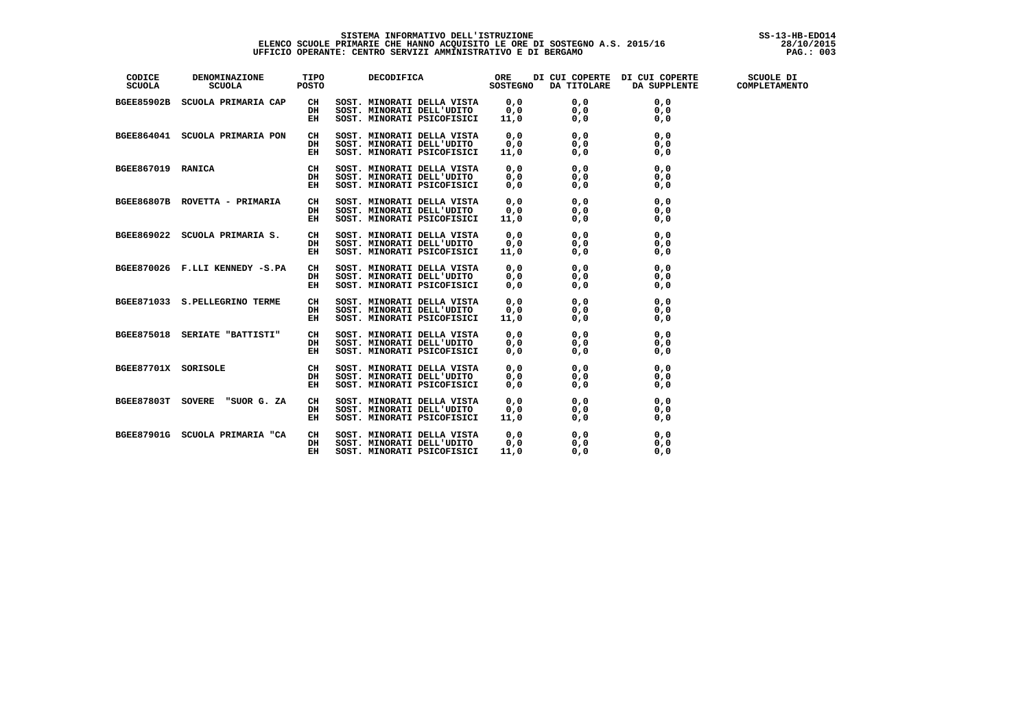| CODICE SCUOLA | DENOMINAZIONE SCUOLA | TIPO POSTO | DECODIFICA | ORE SOSTEGNO | DI CUI COPERTE DA TITOLARE | DI CUI COPERTE DA SUPPLENTE | SCUOLE DI COMPLETAMENTO |
|---|---|---|---|---|---|---|---|
| BGEE85902B | SCUOLA PRIMARIA CAP | CH | SOST. MINORATI DELLA VISTA | 0,0 | 0,0 | 0,0 | |
| | | DH | SOST. MINORATI DELL'UDITO | 0,0 | 0,0 | 0,0 | |
| | | EH | SOST. MINORATI PSICOFISICI | 11,0 | 0,0 | 0,0 | |
| BGEE864041 | SCUOLA PRIMARIA PON | CH | SOST. MINORATI DELLA VISTA | 0,0 | 0,0 | 0,0 | |
| | | DH | SOST. MINORATI DELL'UDITO | 0,0 | 0,0 | 0,0 | |
| | | EH | SOST. MINORATI PSICOFISICI | 11,0 | 0,0 | 0,0 | |
| BGEE867019 | RANICA | CH | SOST. MINORATI DELLA VISTA | 0,0 | 0,0 | 0,0 | |
| | | DH | SOST. MINORATI DELL'UDITO | 0,0 | 0,0 | 0,0 | |
| | | EH | SOST. MINORATI PSICOFISICI | 0,0 | 0,0 | 0,0 | |
| BGEE86807B | ROVETTA - PRIMARIA | CH | SOST. MINORATI DELLA VISTA | 0,0 | 0,0 | 0,0 | |
| | | DH | SOST. MINORATI DELL'UDITO | 0,0 | 0,0 | 0,0 | |
| | | EH | SOST. MINORATI PSICOFISICI | 11,0 | 0,0 | 0,0 | |
| BGEE869022 | SCUOLA PRIMARIA S. | CH | SOST. MINORATI DELLA VISTA | 0,0 | 0,0 | 0,0 | |
| | | DH | SOST. MINORATI DELL'UDITO | 0,0 | 0,0 | 0,0 | |
| | | EH | SOST. MINORATI PSICOFISICI | 11,0 | 0,0 | 0,0 | |
| BGEE870026 | F.LLI KENNEDY -S.PA | CH | SOST. MINORATI DELLA VISTA | 0,0 | 0,0 | 0,0 | |
| | | DH | SOST. MINORATI DELL'UDITO | 0,0 | 0,0 | 0,0 | |
| | | EH | SOST. MINORATI PSICOFISICI | 0,0 | 0,0 | 0,0 | |
| BGEE871033 | S.PELLEGRINO TERME | CH | SOST. MINORATI DELLA VISTA | 0,0 | 0,0 | 0,0 | |
| | | DH | SOST. MINORATI DELL'UDITO | 0,0 | 0,0 | 0,0 | |
| | | EH | SOST. MINORATI PSICOFISICI | 11,0 | 0,0 | 0,0 | |
| BGEE875018 | SERIATE "BATTISTI" | CH | SOST. MINORATI DELLA VISTA | 0,0 | 0,0 | 0,0 | |
| | | DH | SOST. MINORATI DELL'UDITO | 0,0 | 0,0 | 0,0 | |
| | | EH | SOST. MINORATI PSICOFISICI | 0,0 | 0,0 | 0,0 | |
| BGEE87701X | SORISOLE | CH | SOST. MINORATI DELLA VISTA | 0,0 | 0,0 | 0,0 | |
| | | DH | SOST. MINORATI DELL'UDITO | 0,0 | 0,0 | 0,0 | |
| | | EH | SOST. MINORATI PSICOFISICI | 0,0 | 0,0 | 0,0 | |
| BGEE87803T | SOVERE "SUOR G. ZA | CH | SOST. MINORATI DELLA VISTA | 0,0 | 0,0 | 0,0 | |
| | | DH | SOST. MINORATI DELL'UDITO | 0,0 | 0,0 | 0,0 | |
| | | EH | SOST. MINORATI PSICOFISICI | 11,0 | 0,0 | 0,0 | |
| BGEE87901G | SCUOLA PRIMARIA "CA | CH | SOST. MINORATI DELLA VISTA | 0,0 | 0,0 | 0,0 | |
| | | DH | SOST. MINORATI DELL'UDITO | 0,0 | 0,0 | 0,0 | |
| | | EH | SOST. MINORATI PSICOFISICI | 11,0 | 0,0 | 0,0 | |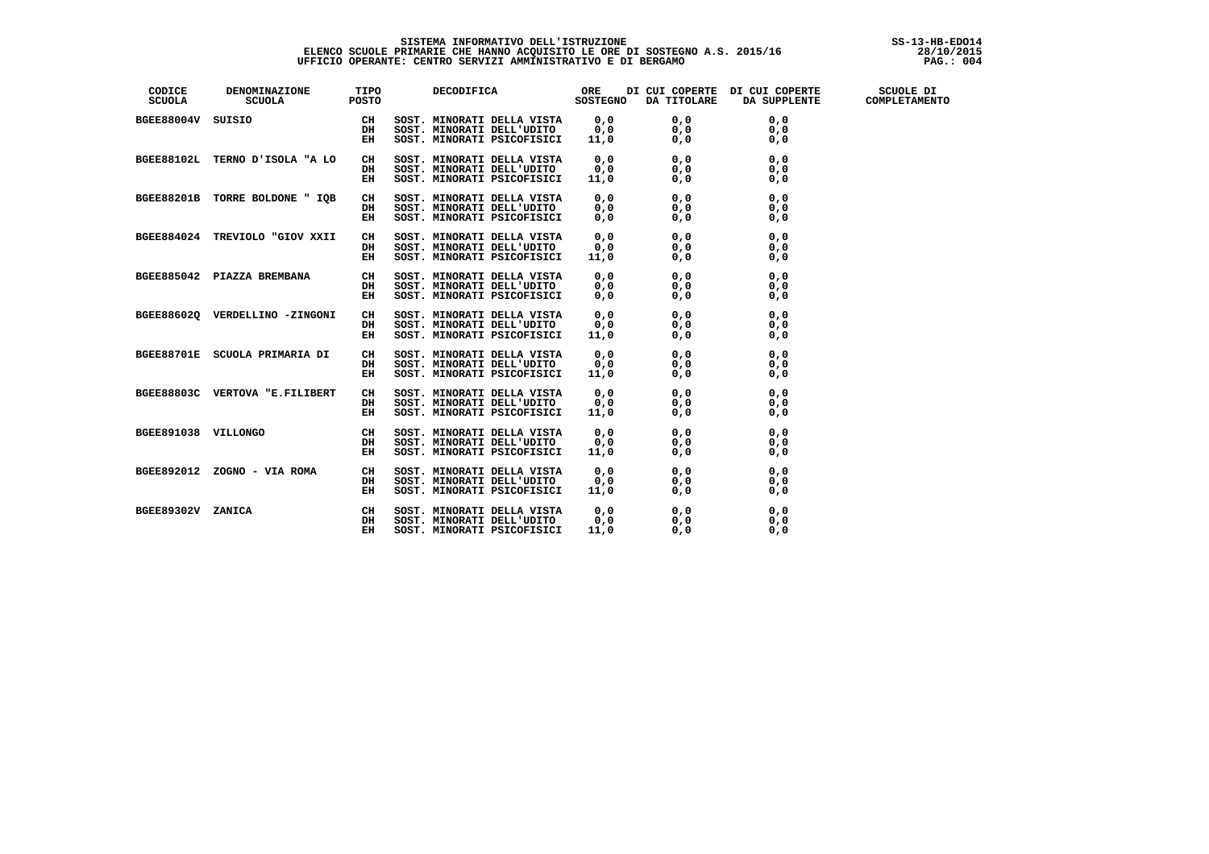SISTEMA INFORMATIVO DELL'ISTRUZIONE
ELENCO SCUOLE PRIMARIE CHE HANNO ACQUISITO LE ORE DI SOSTEGNO A.S. 2015/16
UFFICIO OPERANTE: CENTRO SERVIZI AMMINISTRATIVO E DI BERGAMO

SS-13-HB-EDO14
28/10/2015

| CODICE SCUOLA | DENOMINAZIONE SCUOLA | TIPO POSTO | DECODIFICA | ORE SOSTEGNO | DI CUI COPERTE DA TITOLARE | DI CUI COPERTE DA SUPPLENTE | SCUOLE DI COMPLETAMENTO |
|---|---|---|---|---|---|---|---|
| BGEE88004V | SUISIO | CH | SOST. MINORATI DELLA VISTA | 0,0 | 0,0 | 0,0 | |
| | | DH | SOST. MINORATI DELL'UDITO | 0,0 | 0,0 | 0,0 | |
| | | EH | SOST. MINORATI PSICOFISICI | 11,0 | 0,0 | 0,0 | |
| BGEE88102L | TERNO D'ISOLA "A LO | CH | SOST. MINORATI DELLA VISTA | 0,0 | 0,0 | 0,0 | |
| | | DH | SOST. MINORATI DELL'UDITO | 0,0 | 0,0 | 0,0 | |
| | | EH | SOST. MINORATI PSICOFISICI | 11,0 | 0,0 | 0,0 | |
| BGEE88201B | TORRE BOLDONE " IQB | CH | SOST. MINORATI DELLA VISTA | 0,0 | 0,0 | 0,0 | |
| | | DH | SOST. MINORATI DELL'UDITO | 0,0 | 0,0 | 0,0 | |
| | | EH | SOST. MINORATI PSICOFISICI | 0,0 | 0,0 | 0,0 | |
| BGEE884024 | TREVIOLO "GIOV XXII | CH | SOST. MINORATI DELLA VISTA | 0,0 | 0,0 | 0,0 | |
| | | DH | SOST. MINORATI DELL'UDITO | 0,0 | 0,0 | 0,0 | |
| | | EH | SOST. MINORATI PSICOFISICI | 11,0 | 0,0 | 0,0 | |
| BGEE885042 | PIAZZA BREMBANA | CH | SOST. MINORATI DELLA VISTA | 0,0 | 0,0 | 0,0 | |
| | | DH | SOST. MINORATI DELL'UDITO | 0,0 | 0,0 | 0,0 | |
| | | EH | SOST. MINORATI PSICOFISICI | 0,0 | 0,0 | 0,0 | |
| BGEE88602Q | VERDELLINO -ZINGONI | CH | SOST. MINORATI DELLA VISTA | 0,0 | 0,0 | 0,0 | |
| | | DH | SOST. MINORATI DELL'UDITO | 0,0 | 0,0 | 0,0 | |
| | | EH | SOST. MINORATI PSICOFISICI | 11,0 | 0,0 | 0,0 | |
| BGEE88701E | SCUOLA PRIMARIA DI | CH | SOST. MINORATI DELLA VISTA | 0,0 | 0,0 | 0,0 | |
| | | DH | SOST. MINORATI DELL'UDITO | 0,0 | 0,0 | 0,0 | |
| | | EH | SOST. MINORATI PSICOFISICI | 11,0 | 0,0 | 0,0 | |
| BGEE88803C | VERTOVA "E.FILIBERT | CH | SOST. MINORATI DELLA VISTA | 0,0 | 0,0 | 0,0 | |
| | | DH | SOST. MINORATI DELL'UDITO | 0,0 | 0,0 | 0,0 | |
| | | EH | SOST. MINORATI PSICOFISICI | 11,0 | 0,0 | 0,0 | |
| BGEE891038 | VILLONGO | CH | SOST. MINORATI DELLA VISTA | 0,0 | 0,0 | 0,0 | |
| | | DH | SOST. MINORATI DELL'UDITO | 0,0 | 0,0 | 0,0 | |
| | | EH | SOST. MINORATI PSICOFISICI | 11,0 | 0,0 | 0,0 | |
| BGEE892012 | ZOGNO - VIA ROMA | CH | SOST. MINORATI DELLA VISTA | 0,0 | 0,0 | 0,0 | |
| | | DH | SOST. MINORATI DELL'UDITO | 0,0 | 0,0 | 0,0 | |
| | | EH | SOST. MINORATI PSICOFISICI | 11,0 | 0,0 | 0,0 | |
| BGEE89302V | ZANICA | CH | SOST. MINORATI DELLA VISTA | 0,0 | 0,0 | 0,0 | |
| | | DH | SOST. MINORATI DELL'UDITO | 0,0 | 0,0 | 0,0 | |
| | | EH | SOST. MINORATI PSICOFISICI | 11,0 | 0,0 | 0,0 | |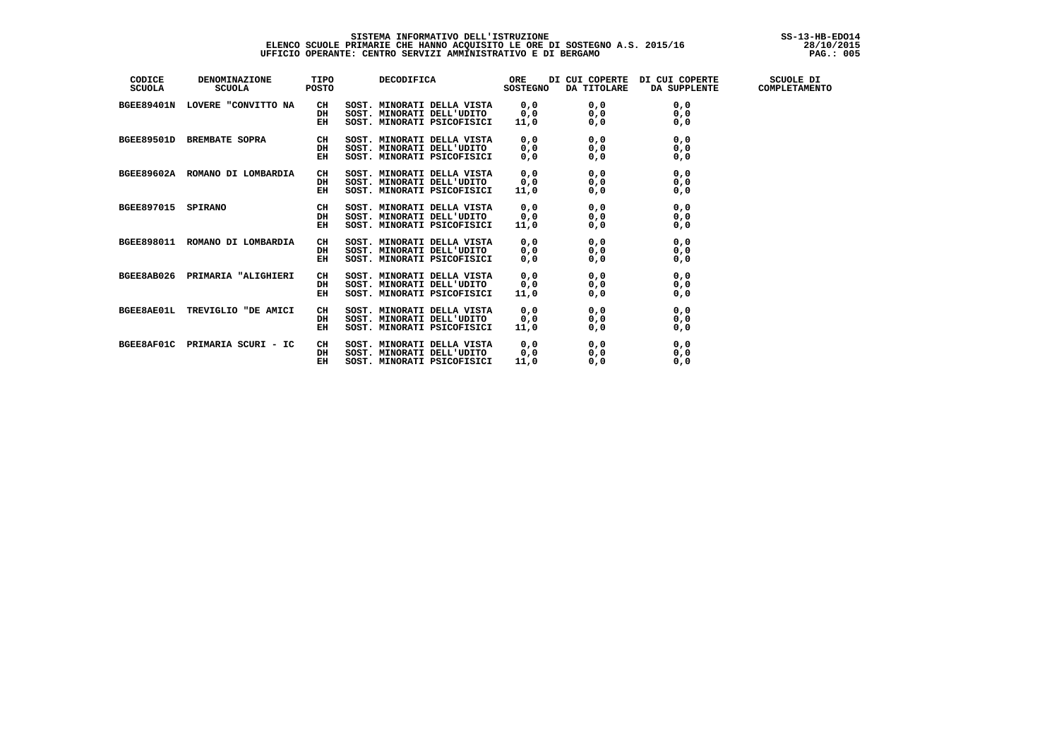# SISTEMA INFORMATIVO DELL'ISTRUZIONE

## ELENCO SCUOLE PRIMARIE CHE HANNO ACQUISITO LE ORE DI SOSTEGNO A.S. 2015/16

### UFFICIO OPERANTE: CENTRO SERVIZI AMMINISTRATIVO E DI BERGAMO

SS-13-HB-EDO14
28/10/2015

| CODICE SCUOLA | DENOMINAZIONE SCUOLA | TIPO POSTO | DECODIFICA | ORE SOSTEGNO | DI CUI COPERTE DA TITOLARE | DI CUI COPERTE DA SUPPLENTE | SCUOLE DI COMPLETAMENTO |
|---|---|---|---|---|---|---|---|
| BGEE89401N | LOVERE "CONVITTO NA | CH | SOST. MINORATI DELLA VISTA | 0,0 | 0,0 | 0,0 | |
| | | DH | SOST. MINORATI DELL'UDITO | 0,0 | 0,0 | 0,0 | |
| | | EH | SOST. MINORATI PSICOFISICI | 11,0 | 0,0 | 0,0 | |
| BGEE89501D | BREMBATE SOPRA | CH | SOST. MINORATI DELLA VISTA | 0,0 | 0,0 | 0,0 | |
| | | DH | SOST. MINORATI DELL'UDITO | 0,0 | 0,0 | 0,0 | |
| | | EH | SOST. MINORATI PSICOFISICI | 0,0 | 0,0 | 0,0 | |
| BGEE89602A | ROMANO DI LOMBARDIA | CH | SOST. MINORATI DELLA VISTA | 0,0 | 0,0 | 0,0 | |
| | | DH | SOST. MINORATI DELL'UDITO | 0,0 | 0,0 | 0,0 | |
| | | EH | SOST. MINORATI PSICOFISICI | 11,0 | 0,0 | 0,0 | |
| BGEE897015 | SPIRANO | CH | SOST. MINORATI DELLA VISTA | 0,0 | 0,0 | 0,0 | |
| | | DH | SOST. MINORATI DELL'UDITO | 0,0 | 0,0 | 0,0 | |
| | | EH | SOST. MINORATI PSICOFISICI | 11,0 | 0,0 | 0,0 | |
| BGEE898011 | ROMANO DI LOMBARDIA | CH | SOST. MINORATI DELLA VISTA | 0,0 | 0,0 | 0,0 | |
| | | DH | SOST. MINORATI DELL'UDITO | 0,0 | 0,0 | 0,0 | |
| | | EH | SOST. MINORATI PSICOFISICI | 0,0 | 0,0 | 0,0 | |
| BGEE8AB026 | PRIMARIA "ALIGHIERI | CH | SOST. MINORATI DELLA VISTA | 0,0 | 0,0 | 0,0 | |
| | | DH | SOST. MINORATI DELL'UDITO | 0,0 | 0,0 | 0,0 | |
| | | EH | SOST. MINORATI PSICOFISICI | 11,0 | 0,0 | 0,0 | |
| BGEE8AE01L | TREVIGLIO "DE AMICI | CH | SOST. MINORATI DELLA VISTA | 0,0 | 0,0 | 0,0 | |
| | | DH | SOST. MINORATI DELL'UDITO | 0,0 | 0,0 | 0,0 | |
| | | EH | SOST. MINORATI PSICOFISICI | 11,0 | 0,0 | 0,0 | |
| BGEE8AF01C | PRIMARIA SCURI - IC | CH | SOST. MINORATI DELLA VISTA | 0,0 | 0,0 | 0,0 | |
| | | DH | SOST. MINORATI DELL'UDITO | 0,0 | 0,0 | 0,0 | |
| | | EH | SOST. MINORATI PSICOFISICI | 11,0 | 0,0 | 0,0 | |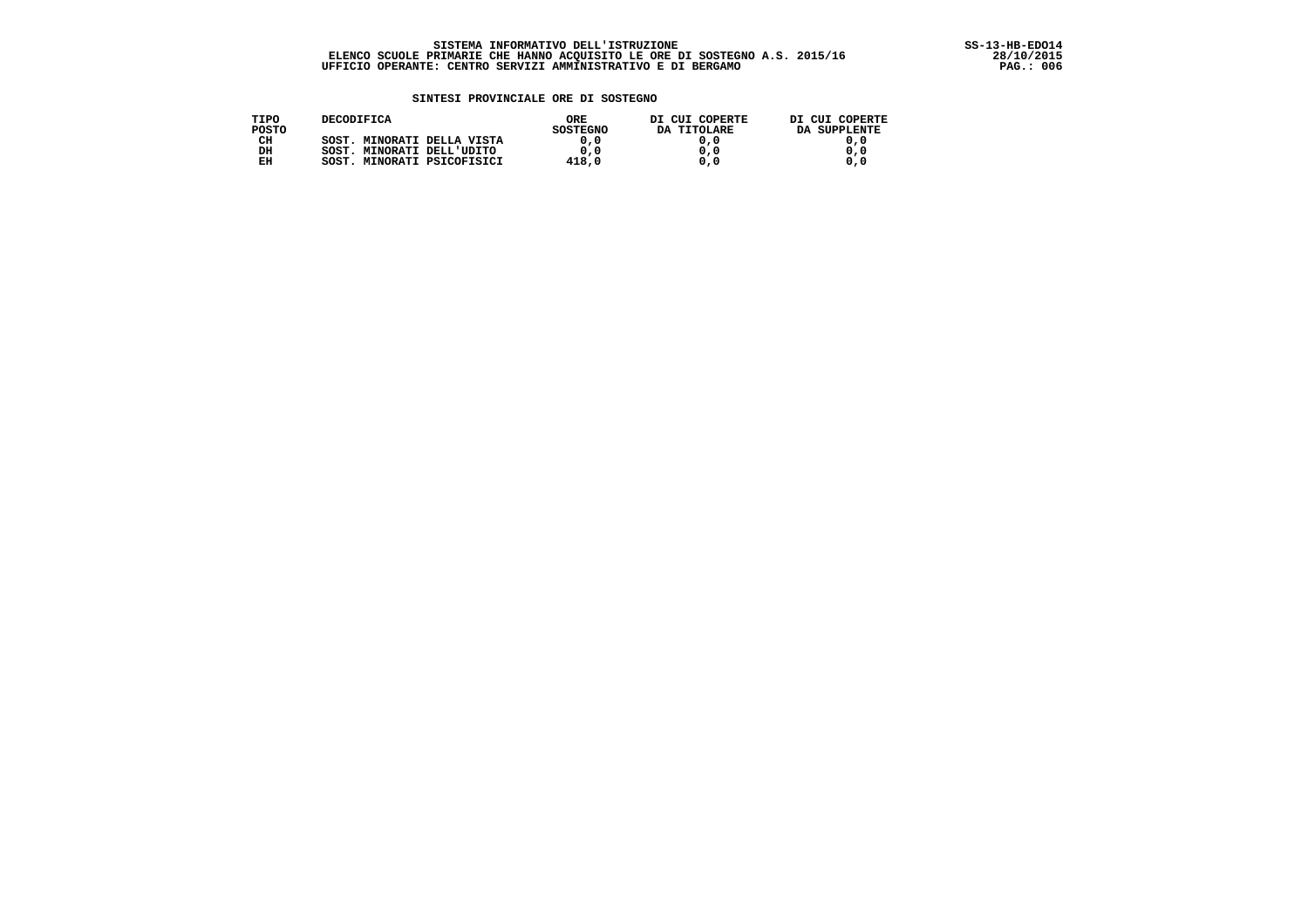# SISTEMA INFORMATIVO DELL'ISTRUZIONE

## ELENCO SCUOLE PRIMARIE CHE HANNO ACQUISITO LE ORE DI SOSTEGNO A.S. 2015/16

## UFFICIO OPERANTE: CENTRO SERVIZI AMMINISTRATIVO E DI BERGAMO

SS-13-HB-EDO14
28/10/2015

### SINTESI PROVINCIALE ORE DI SOSTEGNO

| TIPO POSTO | DECODIFICA | ORE SOSTEGNO | DI CUI COPERTE DA TITOLARE | DI CUI COPERTE DA SUPPLENTE |
|---|---|---|---|---|
| CH | SOST. MINORATI DELLA VISTA | 0,0 | 0,0 | 0,0 |
| DH | SOST. MINORATI DELL'UDITO | 0,0 | 0,0 | 0,0 |
| EH | SOST. MINORATI PSICOFISICI | 418,0 | 0,0 | 0,0 |